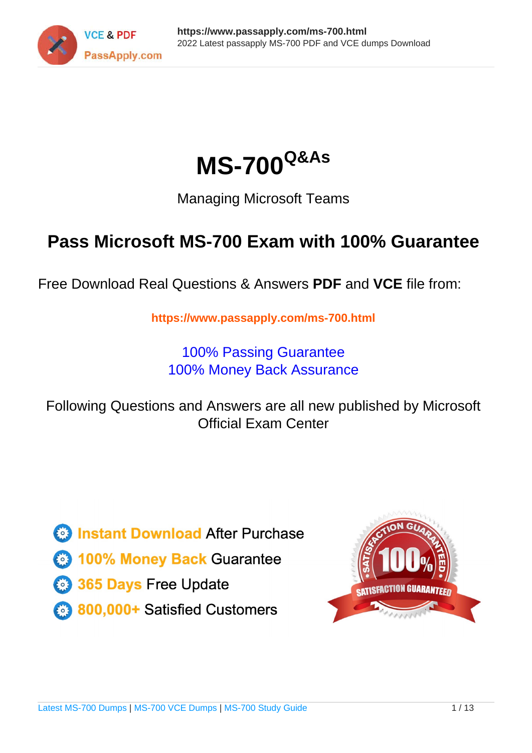# MS-700[Q&As]

Managing Microsoft Teams

## Pass Microsoft MS-700 Exam with 100% Guarantee

Free Download Real Questions & Answers **PDF** and **VCE** file from:

https://www.passapply.com/ms-700.html

100% Passing Guarantee
100% Money Back Assurance

Following Questions and Answers are all new published by Microsoft Official Exam Center

- Instant Download After Purchase
- 100% Money Back Guarantee
- 365 Days Free Update
- 800,000+ Satisfied Customers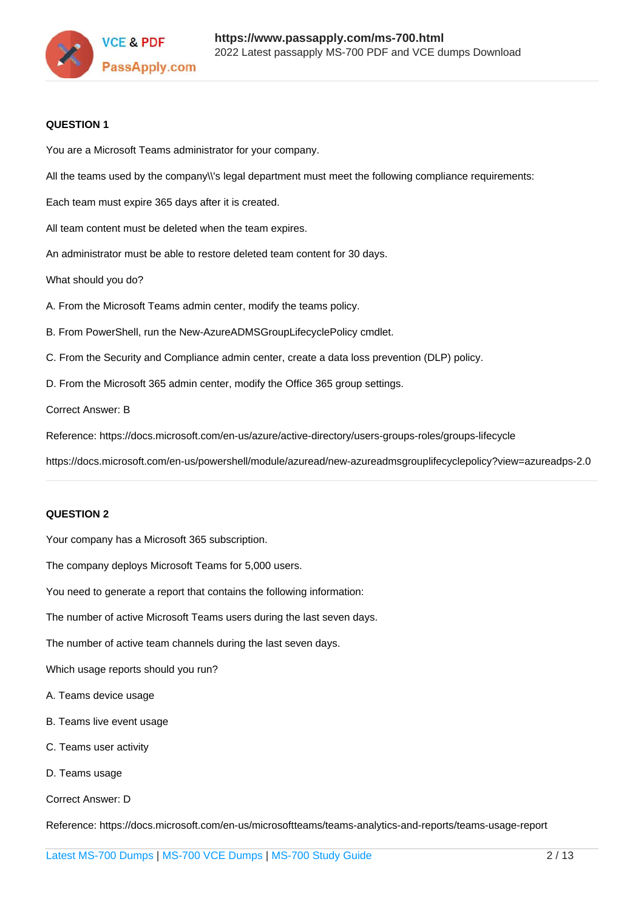**QUESTION 1**

You are a Microsoft Teams administrator for your company.

All the teams used by the company\\'s legal department must meet the following compliance requirements:

Each team must expire 365 days after it is created.

All team content must be deleted when the team expires.

An administrator must be able to restore deleted team content for 30 days.

What should you do?

A. From the Microsoft Teams admin center, modify the teams policy.

B. From PowerShell, run the New-AzureADMSGroupLifecyclePolicy cmdlet.

C. From the Security and Compliance admin center, create a data loss prevention (DLP) policy.

D. From the Microsoft 365 admin center, modify the Office 365 group settings.

Correct Answer: B

Reference: https://docs.microsoft.com/en-us/azure/active-directory/users-groups-roles/groups-lifecycle

https://docs.microsoft.com/en-us/powershell/module/azuread/new-azureadmsgrouplifecyclepolicy?view=azureadps-2.0

---

**QUESTION 2**

Your company has a Microsoft 365 subscription.

The company deploys Microsoft Teams for 5,000 users.

You need to generate a report that contains the following information:

The number of active Microsoft Teams users during the last seven days.

The number of active team channels during the last seven days.

Which usage reports should you run?

A. Teams device usage

B. Teams live event usage

C. Teams user activity

D. Teams usage

Correct Answer: D

Reference: https://docs.microsoft.com/en-us/microsoftteams/teams-analytics-and-reports/teams-usage-report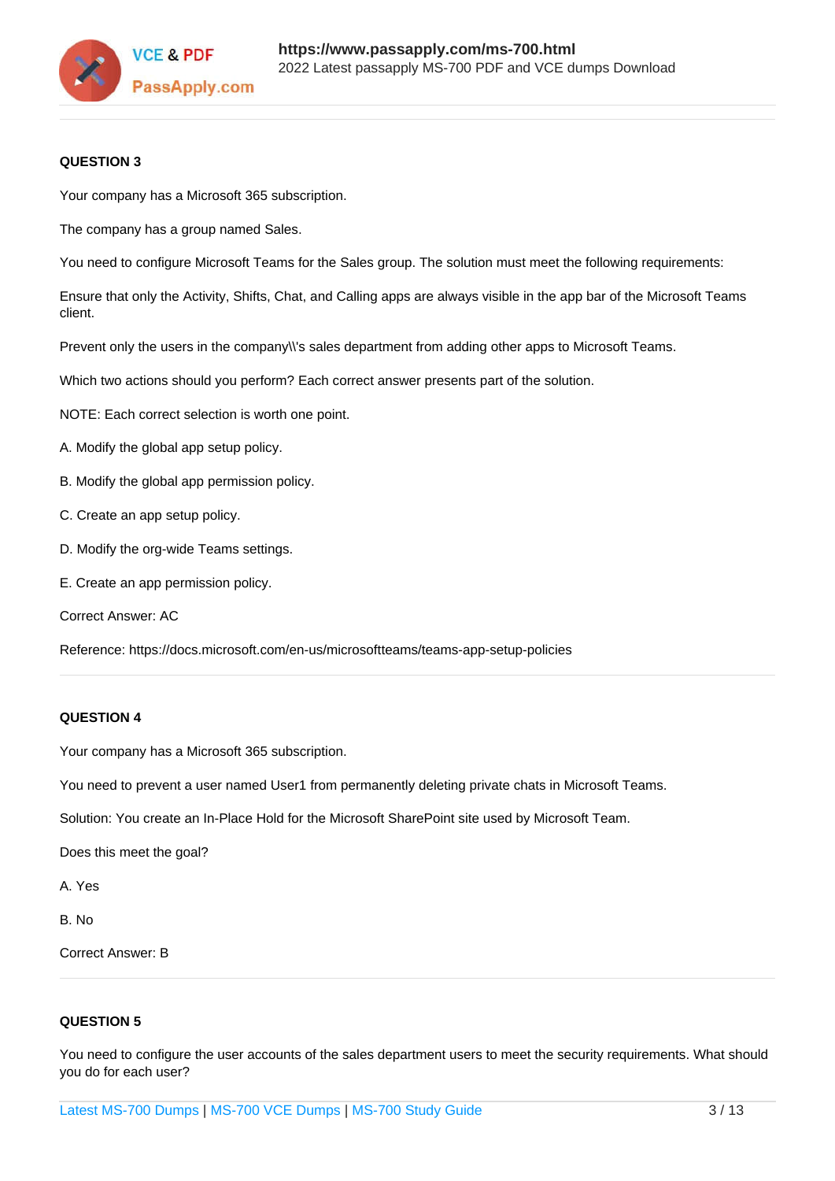**QUESTION 3**

Your company has a Microsoft 365 subscription.

The company has a group named Sales.

You need to configure Microsoft Teams for the Sales group. The solution must meet the following requirements:

Ensure that only the Activity, Shifts, Chat, and Calling apps are always visible in the app bar of the Microsoft Teams client.

Prevent only the users in the company\\'s sales department from adding other apps to Microsoft Teams.

Which two actions should you perform? Each correct answer presents part of the solution.

NOTE: Each correct selection is worth one point.

A. Modify the global app setup policy.

B. Modify the global app permission policy.

C. Create an app setup policy.

D. Modify the org-wide Teams settings.

E. Create an app permission policy.

Correct Answer: AC

Reference: https://docs.microsoft.com/en-us/microsoftteams/teams-app-setup-policies

**QUESTION 4**

Your company has a Microsoft 365 subscription.

You need to prevent a user named User1 from permanently deleting private chats in Microsoft Teams.

Solution: You create an In-Place Hold for the Microsoft SharePoint site used by Microsoft Team.

Does this meet the goal?

A. Yes

B. No

Correct Answer: B

**QUESTION 5**

You need to configure the user accounts of the sales department users to meet the security requirements. What should you do for each user?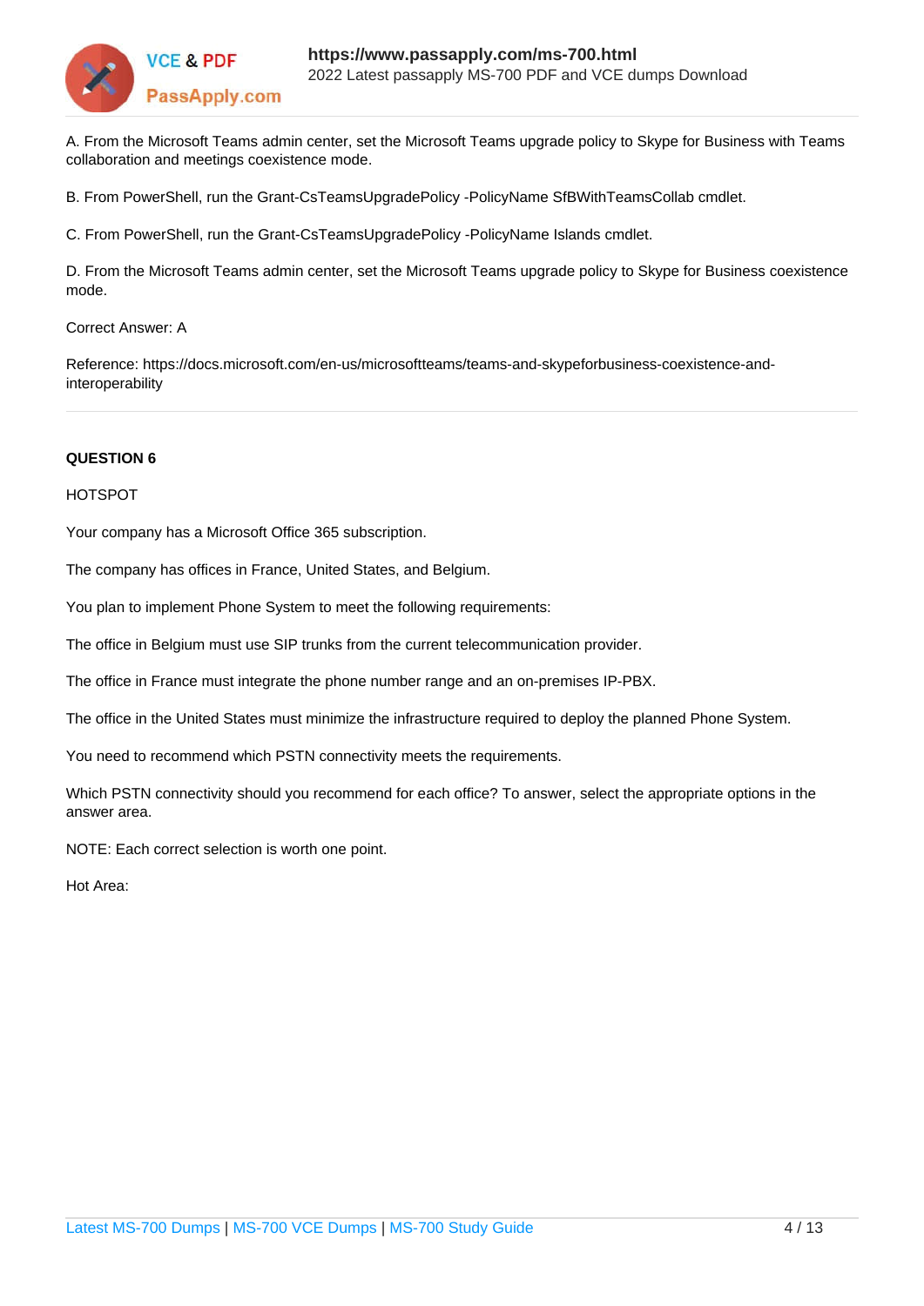A. From the Microsoft Teams admin center, set the Microsoft Teams upgrade policy to Skype for Business with Teams collaboration and meetings coexistence mode.

B. From PowerShell, run the Grant-CsTeamsUpgradePolicy -PolicyName SfBWithTeamsCollab cmdlet.

C. From PowerShell, run the Grant-CsTeamsUpgradePolicy -PolicyName Islands cmdlet.

D. From the Microsoft Teams admin center, set the Microsoft Teams upgrade policy to Skype for Business coexistence mode.

Correct Answer: A

Reference: https://docs.microsoft.com/en-us/microsoftteams/teams-and-skypeforbusiness-coexistence-and-interoperability

---

**QUESTION 6**

HOTSPOT

Your company has a Microsoft Office 365 subscription.

The company has offices in France, United States, and Belgium.

You plan to implement Phone System to meet the following requirements:

The office in Belgium must use SIP trunks from the current telecommunication provider.

The office in France must integrate the phone number range and an on-premises IP-PBX.

The office in the United States must minimize the infrastructure required to deploy the planned Phone System.

You need to recommend which PSTN connectivity meets the requirements.

Which PSTN connectivity should you recommend for each office? To answer, select the appropriate options in the answer area.

NOTE: Each correct selection is worth one point.

Hot Area: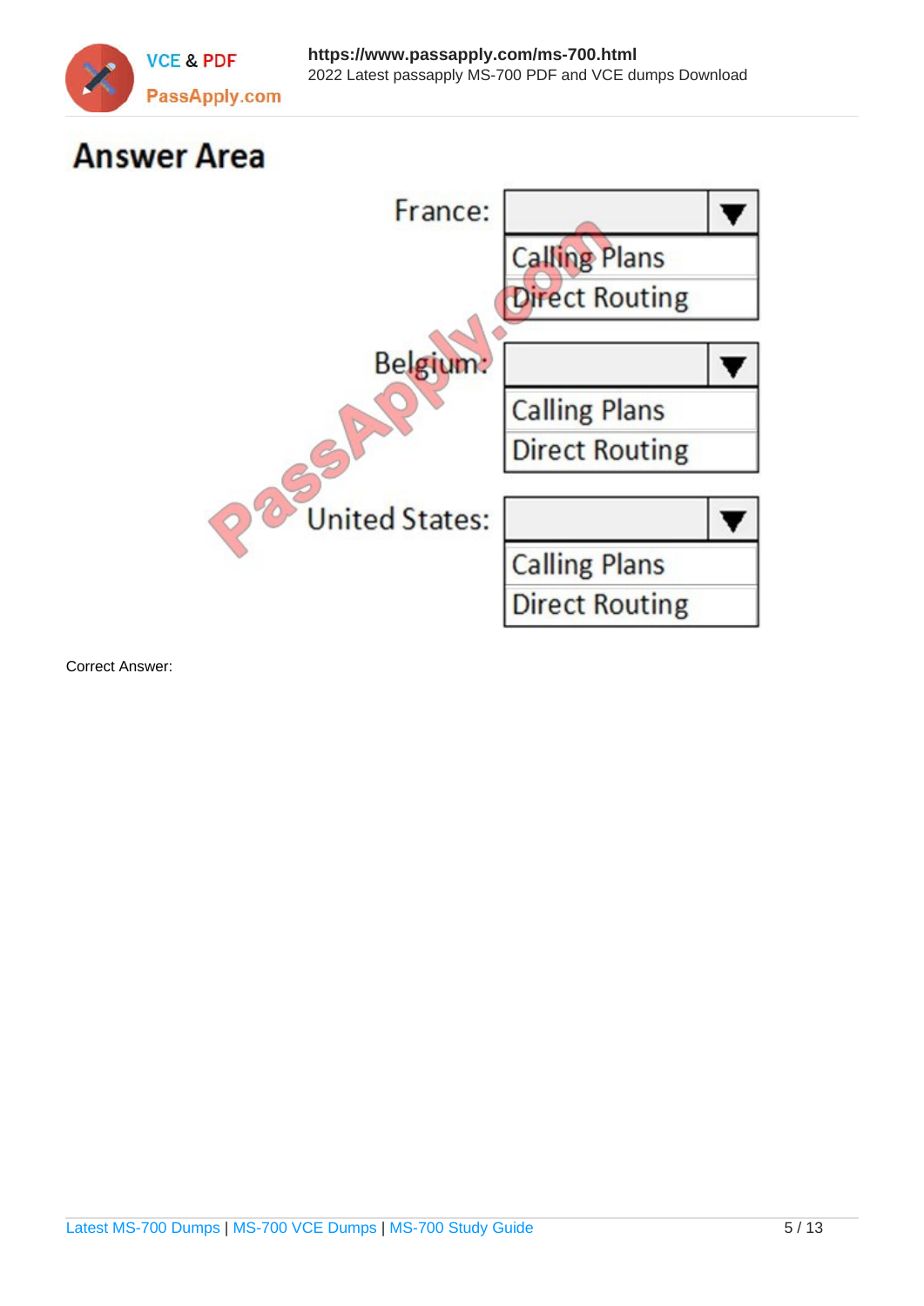## Answer Area

France:
- Calling Plans
- Direct Routing

Belgium:
- Calling Plans
- Direct Routing

United States:
- Calling Plans
- Direct Routing

Correct Answer: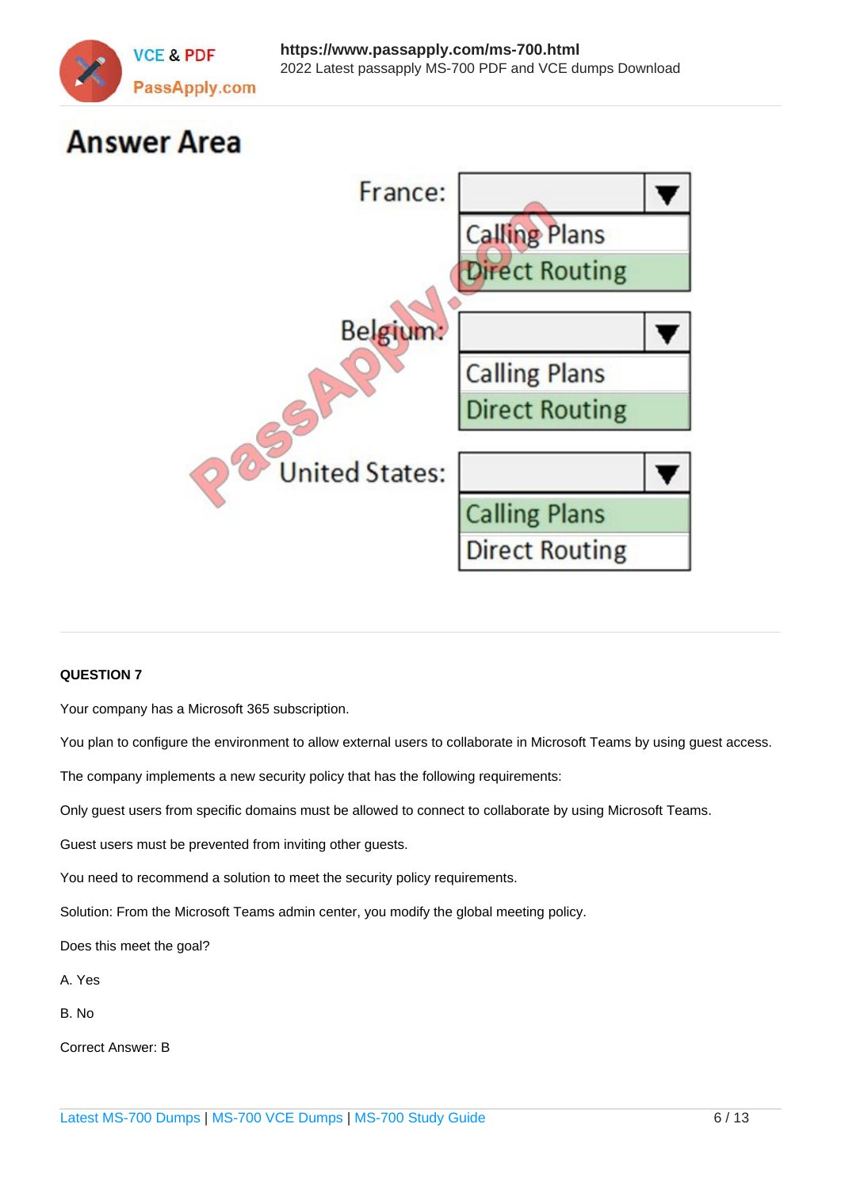## Answer Area

France:

- Calling Plans
- Direct Routing

Belgium:

- Calling Plans
- Direct Routing

United States:

- Calling Plans
- Direct Routing

**QUESTION 7**

Your company has a Microsoft 365 subscription.

You plan to configure the environment to allow external users to collaborate in Microsoft Teams by using guest access.

The company implements a new security policy that has the following requirements:

Only guest users from specific domains must be allowed to connect to collaborate by using Microsoft Teams.

Guest users must be prevented from inviting other guests.

You need to recommend a solution to meet the security policy requirements.

Solution: From the Microsoft Teams admin center, you modify the global meeting policy.

Does this meet the goal?

A. Yes

B. No

Correct Answer: B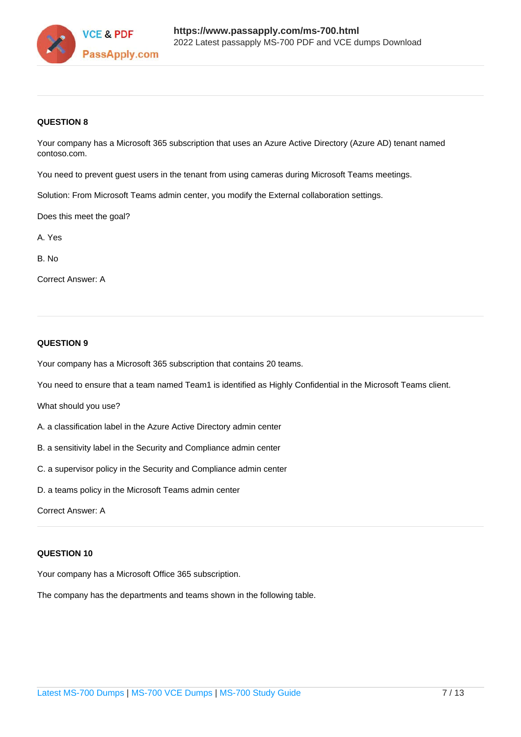**QUESTION 8**

Your company has a Microsoft 365 subscription that uses an Azure Active Directory (Azure AD) tenant named contoso.com.

You need to prevent guest users in the tenant from using cameras during Microsoft Teams meetings.

Solution: From Microsoft Teams admin center, you modify the External collaboration settings.

Does this meet the goal?

A. Yes

B. No

Correct Answer: A

**QUESTION 9**

Your company has a Microsoft 365 subscription that contains 20 teams.

You need to ensure that a team named Team1 is identified as Highly Confidential in the Microsoft Teams client.

What should you use?

A. a classification label in the Azure Active Directory admin center

B. a sensitivity label in the Security and Compliance admin center

C. a supervisor policy in the Security and Compliance admin center

D. a teams policy in the Microsoft Teams admin center

Correct Answer: A

**QUESTION 10**

Your company has a Microsoft Office 365 subscription.

The company has the departments and teams shown in the following table.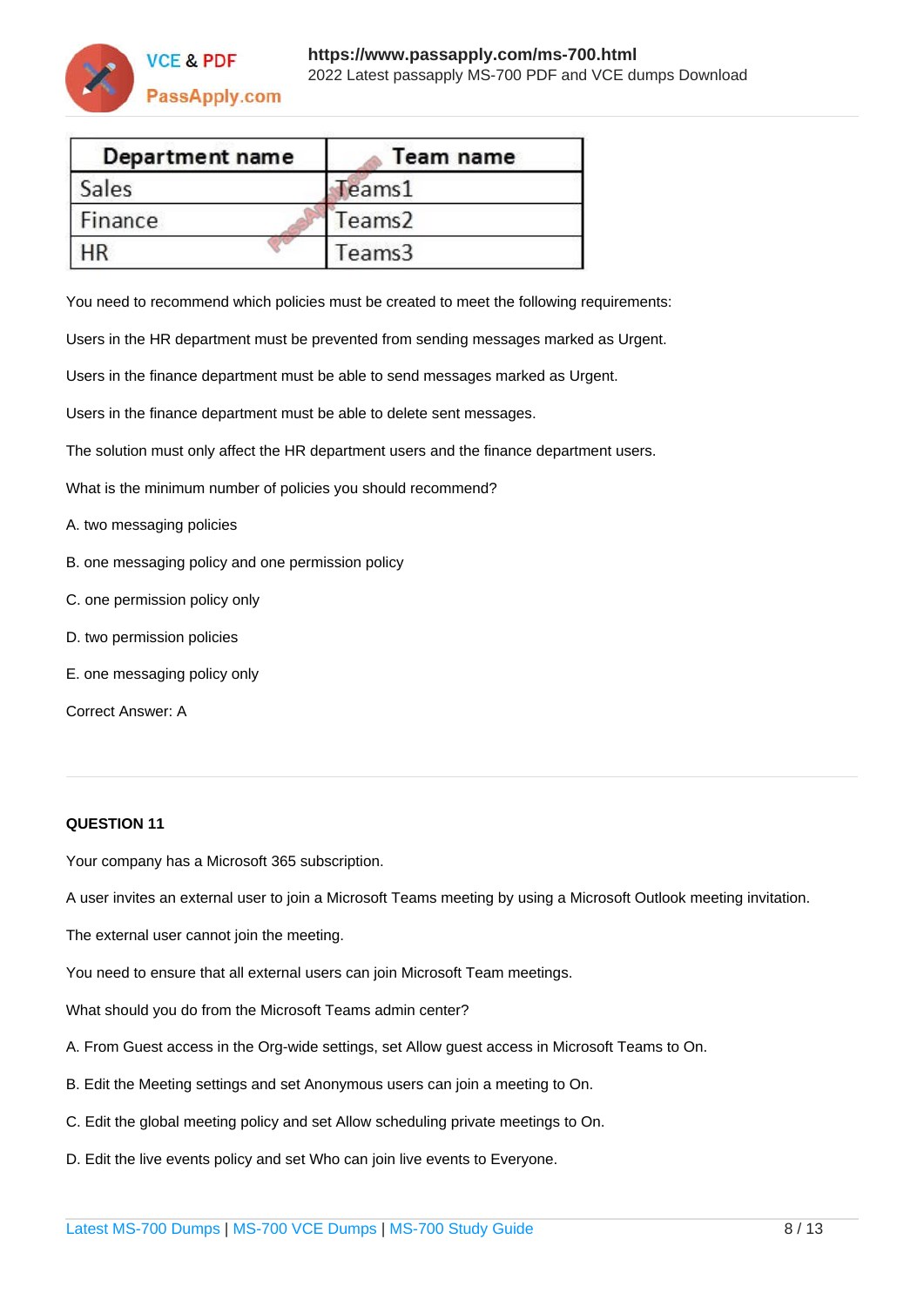| Department name | Team name |
| --- | --- |
| Sales | Teams1 |
| Finance | Teams2 |
| HR | Teams3 |

You need to recommend which policies must be created to meet the following requirements:

Users in the HR department must be prevented from sending messages marked as Urgent.

Users in the finance department must be able to send messages marked as Urgent.

Users in the finance department must be able to delete sent messages.

The solution must only affect the HR department users and the finance department users.

What is the minimum number of policies you should recommend?

A. two messaging policies

B. one messaging policy and one permission policy

C. one permission policy only

D. two permission policies

E. one messaging policy only

Correct Answer: A

---

**QUESTION 11**

Your company has a Microsoft 365 subscription.

A user invites an external user to join a Microsoft Teams meeting by using a Microsoft Outlook meeting invitation.

The external user cannot join the meeting.

You need to ensure that all external users can join Microsoft Team meetings.

What should you do from the Microsoft Teams admin center?

A. From Guest access in the Org-wide settings, set Allow guest access in Microsoft Teams to On.

B. Edit the Meeting settings and set Anonymous users can join a meeting to On.

C. Edit the global meeting policy and set Allow scheduling private meetings to On.

D. Edit the live events policy and set Who can join live events to Everyone.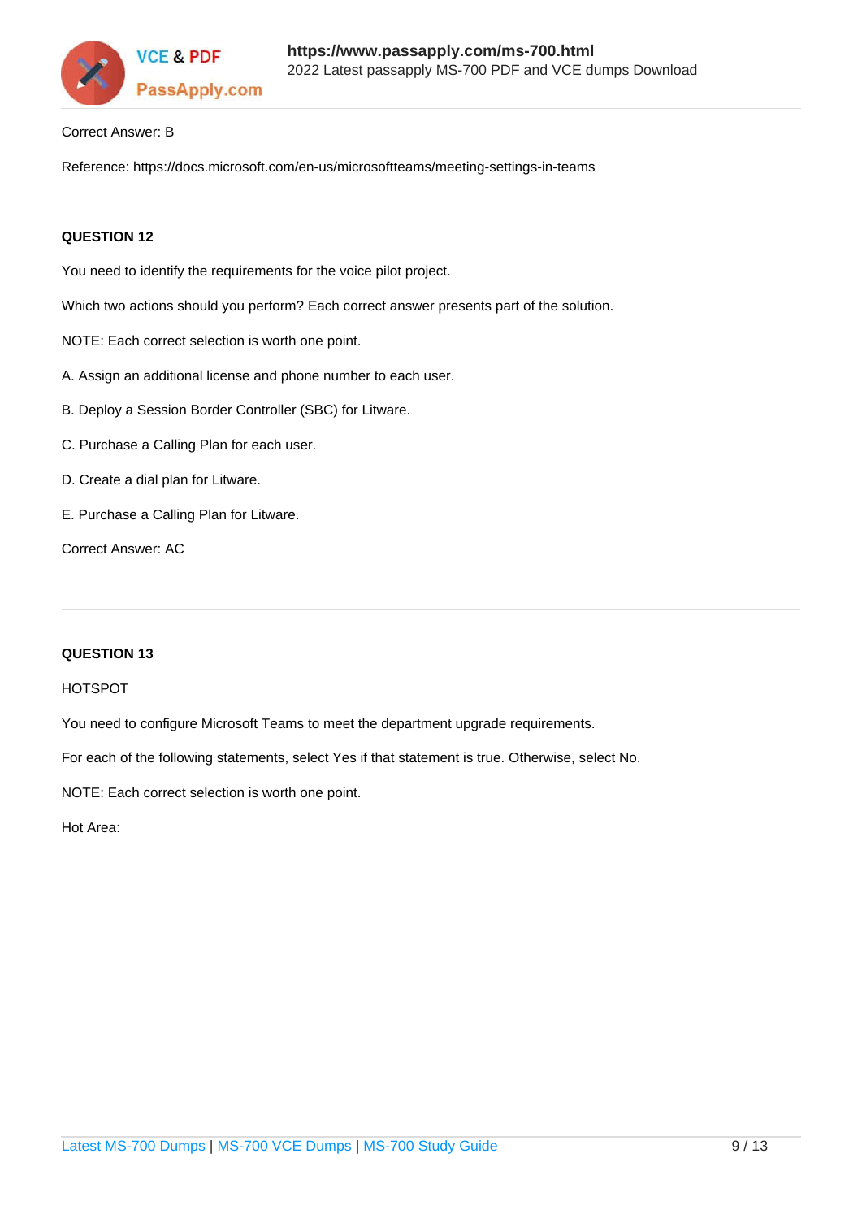Correct Answer: B

Reference: https://docs.microsoft.com/en-us/microsoftteams/meeting-settings-in-teams

**QUESTION 12**

You need to identify the requirements for the voice pilot project.

Which two actions should you perform? Each correct answer presents part of the solution.

NOTE: Each correct selection is worth one point.

A. Assign an additional license and phone number to each user.

B. Deploy a Session Border Controller (SBC) for Litware.

C. Purchase a Calling Plan for each user.

D. Create a dial plan for Litware.

E. Purchase a Calling Plan for Litware.

Correct Answer: AC

**QUESTION 13**

HOTSPOT

You need to configure Microsoft Teams to meet the department upgrade requirements.

For each of the following statements, select Yes if that statement is true. Otherwise, select No.

NOTE: Each correct selection is worth one point.

Hot Area: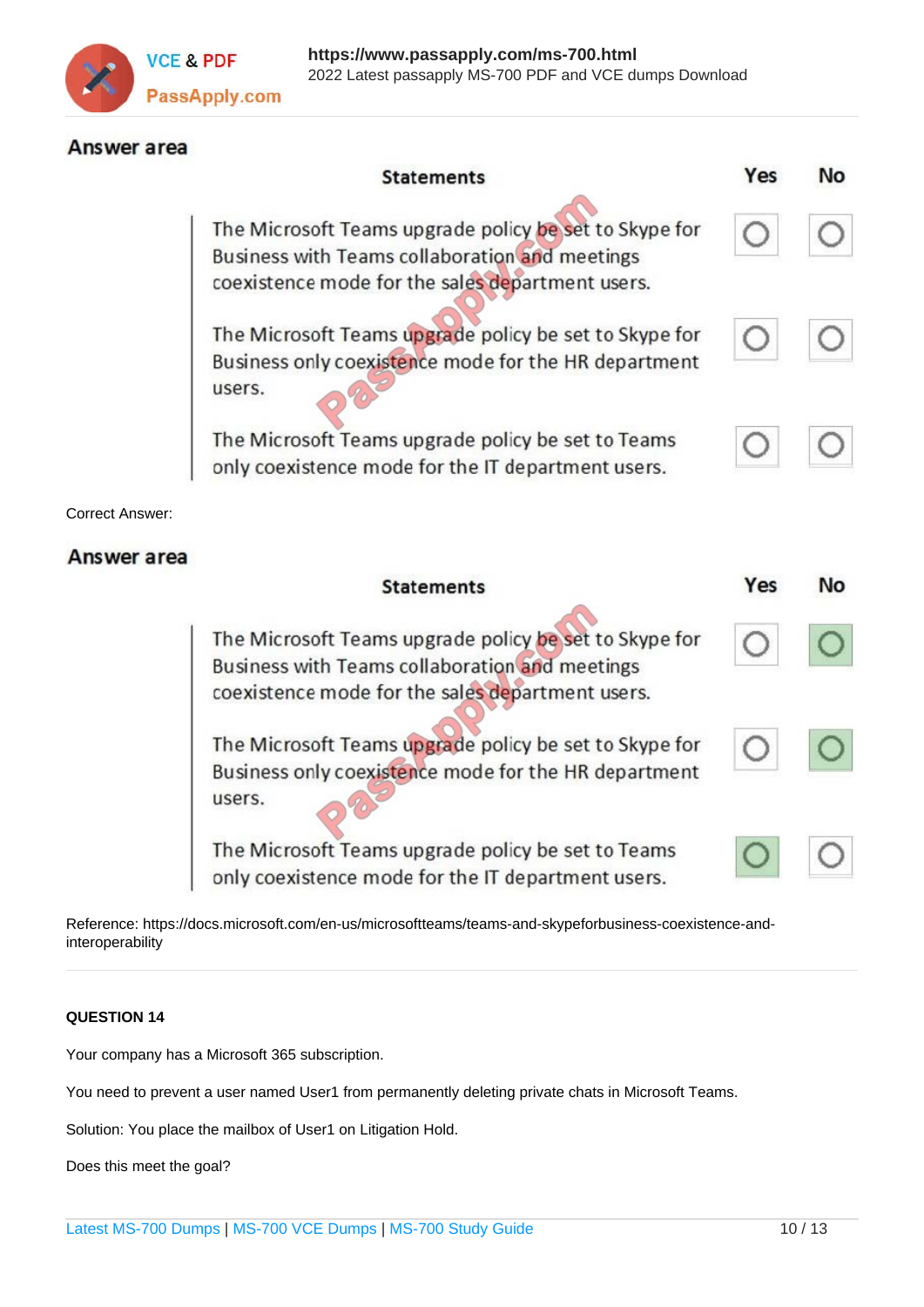**Answer area**

| Statements | Yes | No |
|---|---|---|
| The Microsoft Teams upgrade policy be set to Skype for Business with Teams collaboration and meetings coexistence mode for the sales department users. | ○ | ○ |
| The Microsoft Teams upgrade policy be set to Skype for Business only coexistence mode for the HR department users. | ○ | ○ |
| The Microsoft Teams upgrade policy be set to Teams only coexistence mode for the IT department users. | ○ | ○ |

Correct Answer:

**Answer area**

| Statements | Yes | No |
|---|---|---|
| The Microsoft Teams upgrade policy be set to Skype for Business with Teams collaboration and meetings coexistence mode for the sales department users. | | X |
| The Microsoft Teams upgrade policy be set to Skype for Business only coexistence mode for the HR department users. | | X |
| The Microsoft Teams upgrade policy be set to Teams only coexistence mode for the IT department users. | X | |

Reference: https://docs.microsoft.com/en-us/microsoftteams/teams-and-skypeforbusiness-coexistence-and-interoperability

**QUESTION 14**

Your company has a Microsoft 365 subscription.

You need to prevent a user named User1 from permanently deleting private chats in Microsoft Teams.

Solution: You place the mailbox of User1 on Litigation Hold.

Does this meet the goal?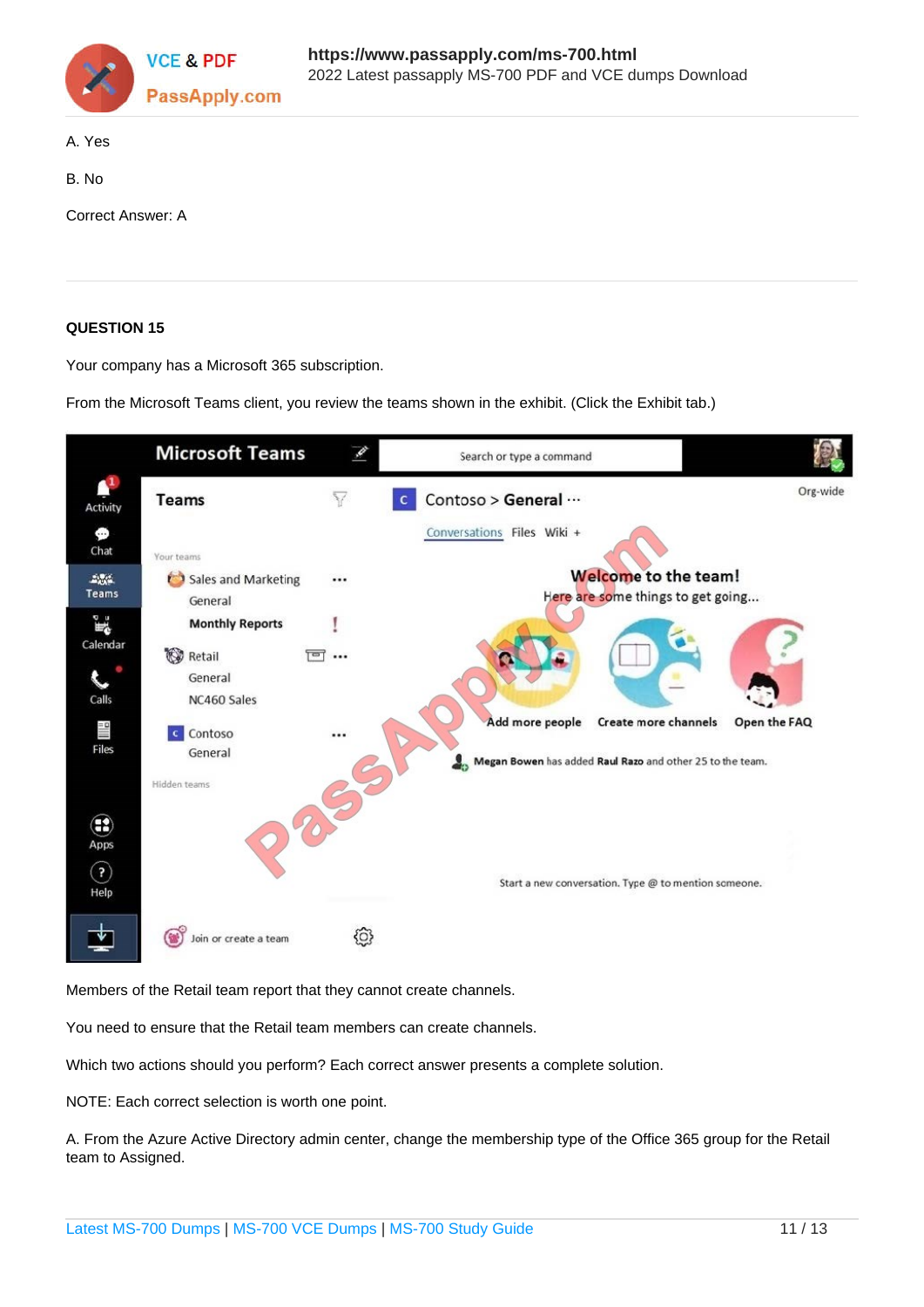A. Yes

B. No

Correct Answer: A

**QUESTION 15**

Your company has a Microsoft 365 subscription.

From the Microsoft Teams client, you review the teams shown in the exhibit. (Click the Exhibit tab.)

Members of the Retail team report that they cannot create channels.

You need to ensure that the Retail team members can create channels.

Which two actions should you perform? Each correct answer presents a complete solution.

NOTE: Each correct selection is worth one point.

A. From the Azure Active Directory admin center, change the membership type of the Office 365 group for the Retail team to Assigned.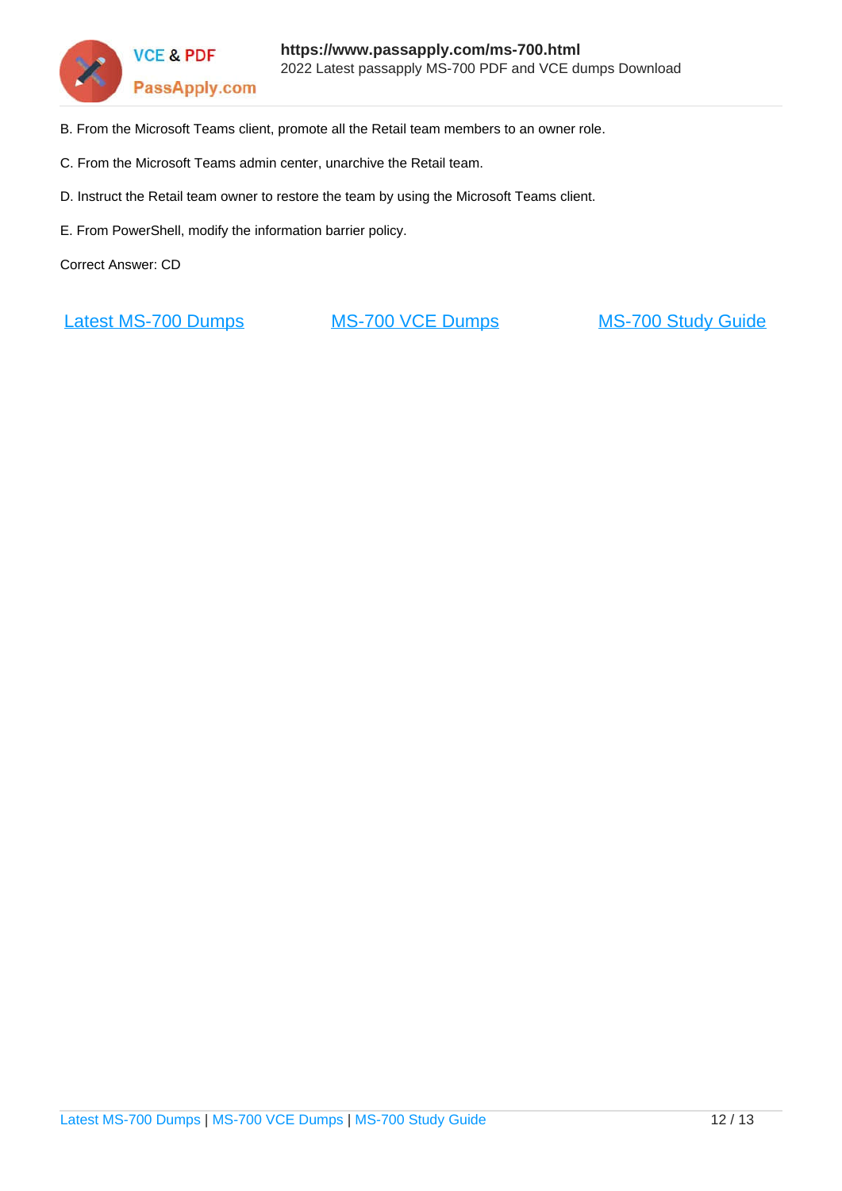B. From the Microsoft Teams client, promote all the Retail team members to an owner role.

C. From the Microsoft Teams admin center, unarchive the Retail team.

D. Instruct the Retail team owner to restore the team by using the Microsoft Teams client.

E. From PowerShell, modify the information barrier policy.

Correct Answer: CD

[Latest MS-700 Dumps](#) [MS-700 VCE Dumps](#) [MS-700 Study Guide](#)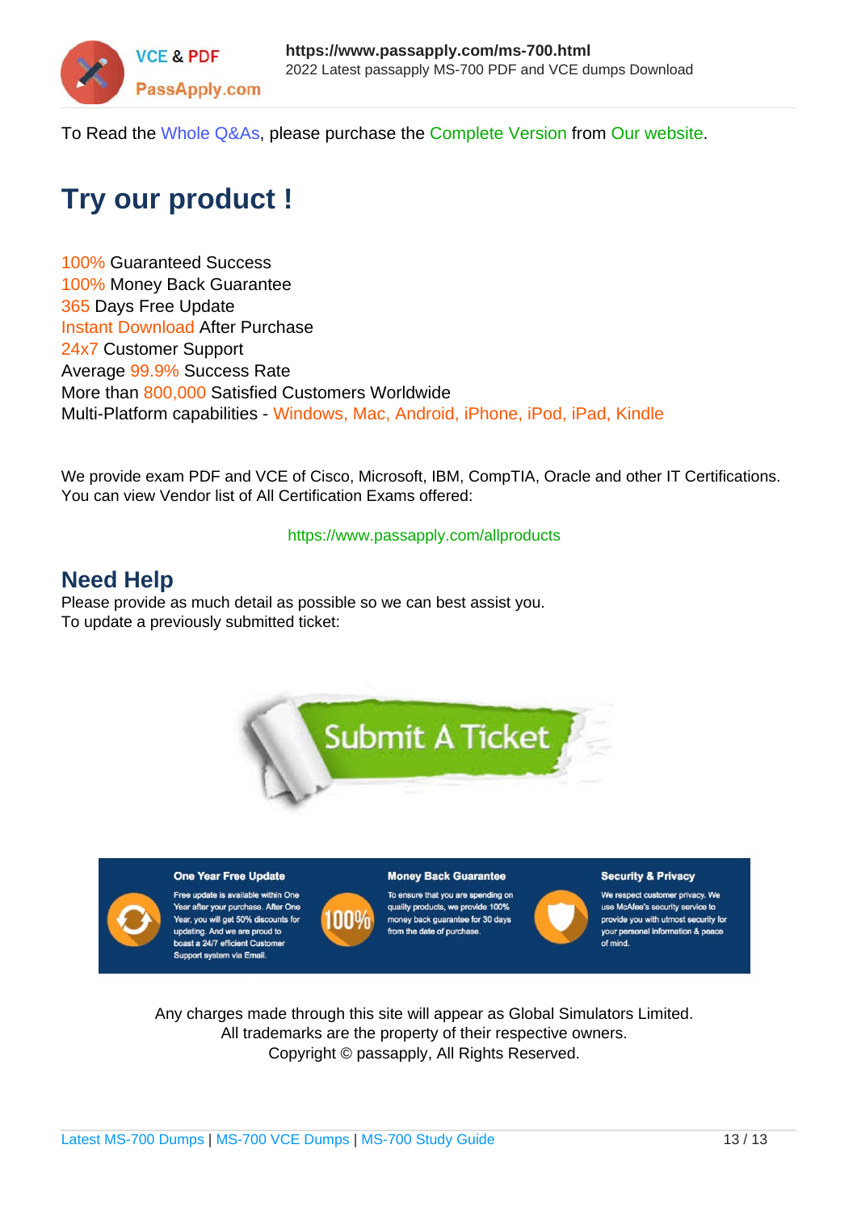To Read the Whole Q&As, please purchase the Complete Version from Our website.

# Try our product !

100% Guaranteed Success
100% Money Back Guarantee
365 Days Free Update
Instant Download After Purchase
24x7 Customer Support
Average 99.9% Success Rate
More than 800,000 Satisfied Customers Worldwide
Multi-Platform capabilities - Windows, Mac, Android, iPhone, iPod, iPad, Kindle

We provide exam PDF and VCE of Cisco, Microsoft, IBM, CompTIA, Oracle and other IT Certifications.
You can view Vendor list of All Certification Exams offered:

https://www.passapply.com/allproducts

## Need Help

Please provide as much detail as possible so we can best assist you.
To update a previously submitted ticket:

Submit A Ticket

**One Year Free Update**
Free update is available within One Year after your purchase. After One Year, you will get 50% discounts for updating. And we are proud to boast a 24/7 efficient Customer Support system via Email.

**Money Back Guarantee**
To ensure that you are spending on quality products, we provide 100% money back guarantee for 30 days from the date of purchase.

**Security & Privacy**
We respect customer privacy. We use McAfee's security service to provide you with utmost security for your personal information & peace of mind.

Any charges made through this site will appear as Global Simulators Limited.
All trademarks are the property of their respective owners.
Copyright © passapply, All Rights Reserved.